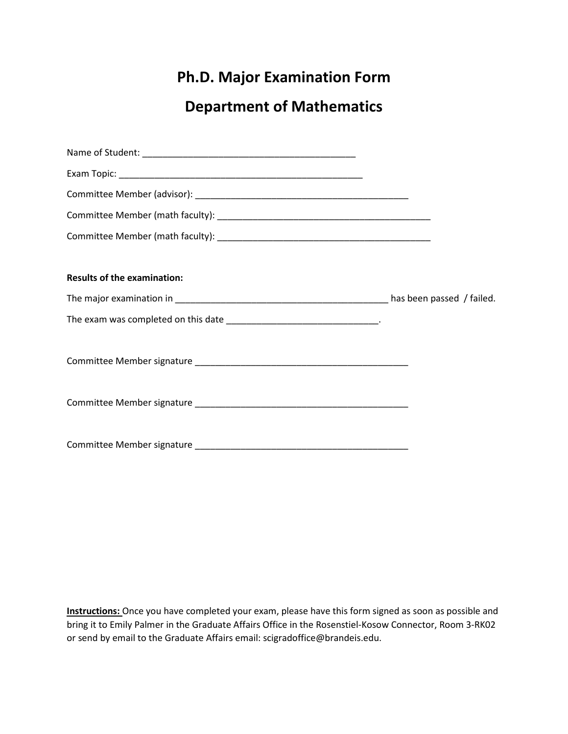# Ph.D. Major Examination Form

# Department of Mathematics

Name of Student: ___________________________________________

Exam Topic: __________________________________________________

Committee Member (advisor): ____________________________________________

Committee Member (math faculty): ____________________________________________

Committee Member (math faculty): ____________________________________________

**Results of the examination:**

The major examination in ____________________________________________ has been passed / failed.

The exam was completed on this date _______________________________.

Committee Member signature ____________________________________________

Committee Member signature ____________________________________________

Committee Member signature ____________________________________________

**Instructions:** Once you have completed your exam, please have this form signed as soon as possible and bring it to Emily Palmer in the Graduate Affairs Office in the Rosenstiel-Kosow Connector, Room 3-RK02 or send by email to the Graduate Affairs email: scigradoffice@brandeis.edu.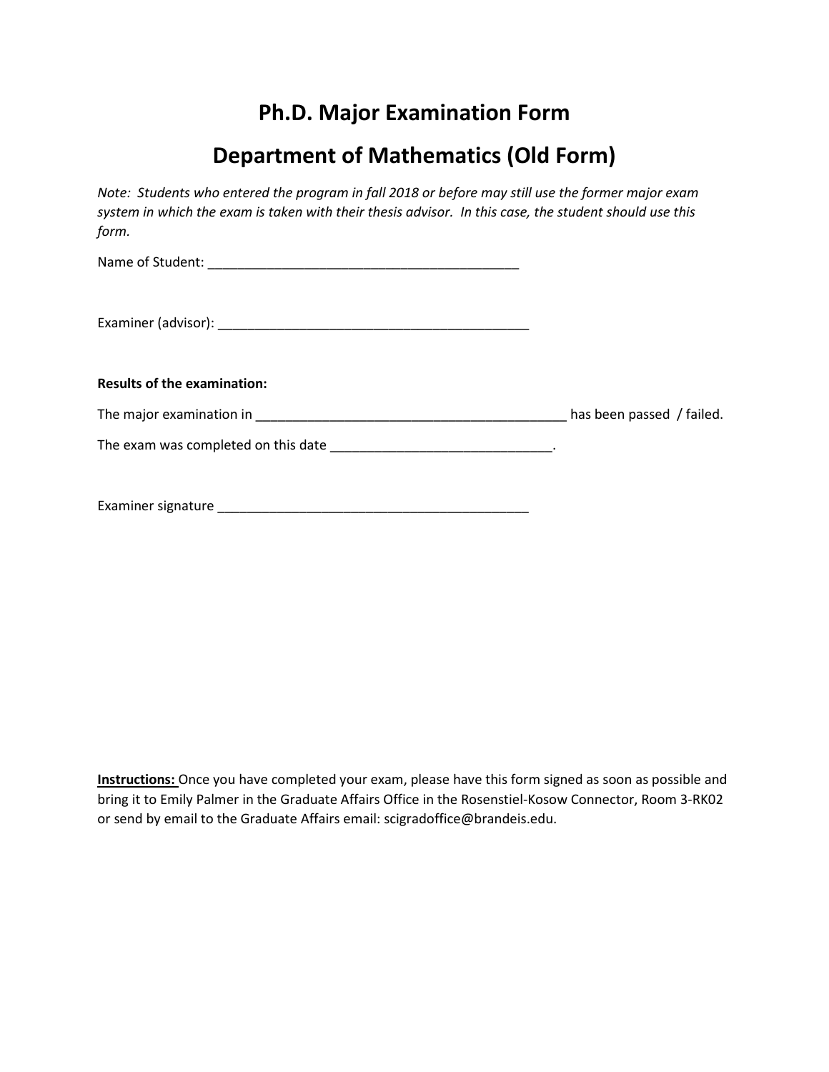# Ph.D. Major Examination Form

# Department of Mathematics (Old Form)

*Note: Students who entered the program in fall 2018 or before may still use the former major exam system in which the exam is taken with their thesis advisor. In this case, the student should use this form.*

Name of Student: ___________________________________________

Examiner (advisor): ___________________________________________

**Results of the examination:**

The major examination in ___________________________________________ has been passed / failed.

The exam was completed on this date ______________________________.

Examiner signature ___________________________________________

**<u>Instructions:</u>** Once you have completed your exam, please have this form signed as soon as possible and bring it to Emily Palmer in the Graduate Affairs Office in the Rosenstiel-Kosow Connector, Room 3-RK02 or send by email to the Graduate Affairs email: scigradoffice@brandeis.edu.